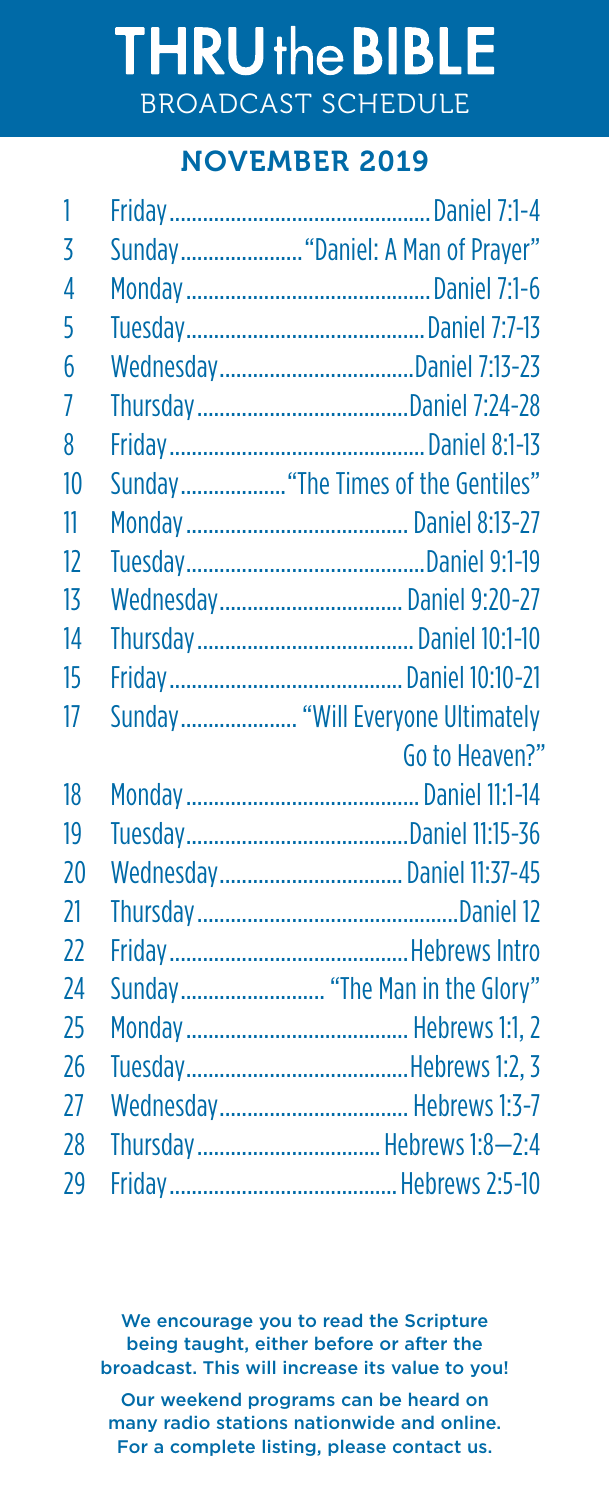# THRU the BIBLE

## BROADCAST SCHEDULE

### NOVEMBER 2019

| | | |
|---|---|---|
| 1 | Friday | Daniel 7:1-4 |
| 3 | Sunday | "Daniel: A Man of Prayer" |
| 4 | Monday | Daniel 7:1-6 |
| 5 | Tuesday | Daniel 7:7-13 |
| 6 | Wednesday | Daniel 7:13-23 |
| 7 | Thursday | Daniel 7:24-28 |
| 8 | Friday | Daniel 8:1-13 |
| 10 | Sunday | "The Times of the Gentiles" |
| 11 | Monday | Daniel 8:13-27 |
| 12 | Tuesday | Daniel 9:1-19 |
| 13 | Wednesday | Daniel 9:20-27 |
| 14 | Thursday | Daniel 10:1-10 |
| 15 | Friday | Daniel 10:10-21 |
| 17 | Sunday | "Will Everyone Ultimately Go to Heaven?" |
| 18 | Monday | Daniel 11:1-14 |
| 19 | Tuesday | Daniel 11:15-36 |
| 20 | Wednesday | Daniel 11:37-45 |
| 21 | Thursday | Daniel 12 |
| 22 | Friday | Hebrews Intro |
| 24 | Sunday | "The Man in the Glory" |
| 25 | Monday | Hebrews 1:1, 2 |
| 26 | Tuesday | Hebrews 1:2, 3 |
| 27 | Wednesday | Hebrews 1:3-7 |
| 28 | Thursday | Hebrews 1:8—2:4 |
| 29 | Friday | Hebrews 2:5-10 |

We encourage you to read the Scripture being taught, either before or after the broadcast. This will increase its value to you!

Our weekend programs can be heard on many radio stations nationwide and online. For a complete listing, please contact us.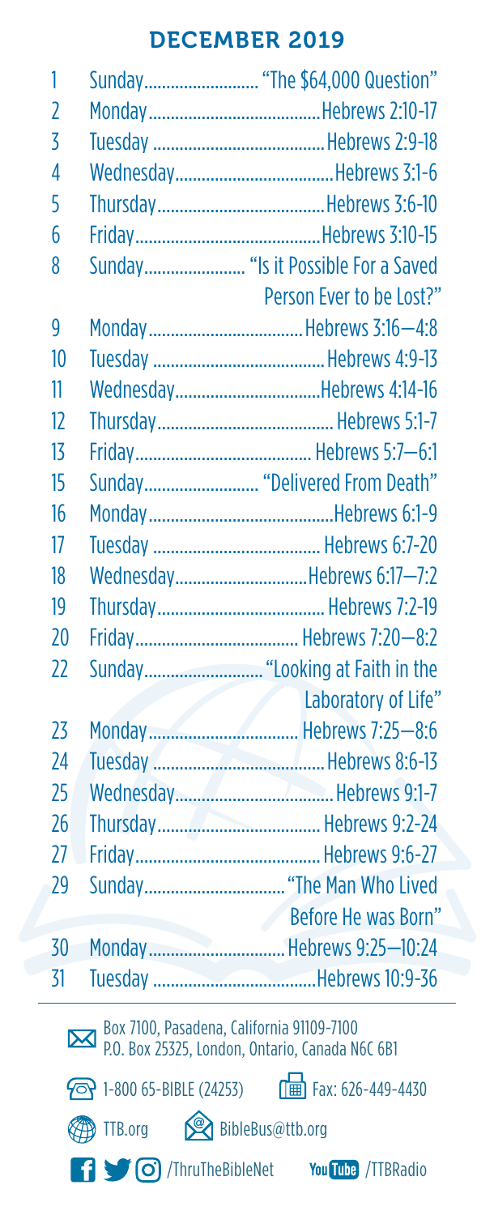## DECEMBER 2019

| | | |
|---|---|---|
| 1 | Sunday | "The $64,000 Question" |
| 2 | Monday | Hebrews 2:10-17 |
| 3 | Tuesday | Hebrews 2:9-18 |
| 4 | Wednesday | Hebrews 3:1-6 |
| 5 | Thursday | Hebrews 3:6-10 |
| 6 | Friday | Hebrews 3:10-15 |
| 8 | Sunday | "Is it Possible For a Saved Person Ever to be Lost?" |
| 9 | Monday | Hebrews 3:16—4:8 |
| 10 | Tuesday | Hebrews 4:9-13 |
| 11 | Wednesday | Hebrews 4:14-16 |
| 12 | Thursday | Hebrews 5:1-7 |
| 13 | Friday | Hebrews 5:7—6:1 |
| 15 | Sunday | "Delivered From Death" |
| 16 | Monday | Hebrews 6:1-9 |
| 17 | Tuesday | Hebrews 6:7-20 |
| 18 | Wednesday | Hebrews 6:17—7:2 |
| 19 | Thursday | Hebrews 7:2-19 |
| 20 | Friday | Hebrews 7:20—8:2 |
| 22 | Sunday | "Looking at Faith in the Laboratory of Life" |
| 23 | Monday | Hebrews 7:25—8:6 |
| 24 | Tuesday | Hebrews 8:6-13 |
| 25 | Wednesday | Hebrews 9:1-7 |
| 26 | Thursday | Hebrews 9:2-24 |
| 27 | Friday | Hebrews 9:6-27 |
| 29 | Sunday | "The Man Who Lived Before He was Born" |
| 30 | Monday | Hebrews 9:25—10:24 |
| 31 | Tuesday | Hebrews 10:9-36 |

Box 7100, Pasadena, California 91109-7100
P.O. Box 25325, London, Ontario, Canada N6C 6B1

1-800 65-BIBLE (24253) Fax: 626-449-4430

TTB.org BibleBus@ttb.org

/ThruTheBibleNet /TTBRadio